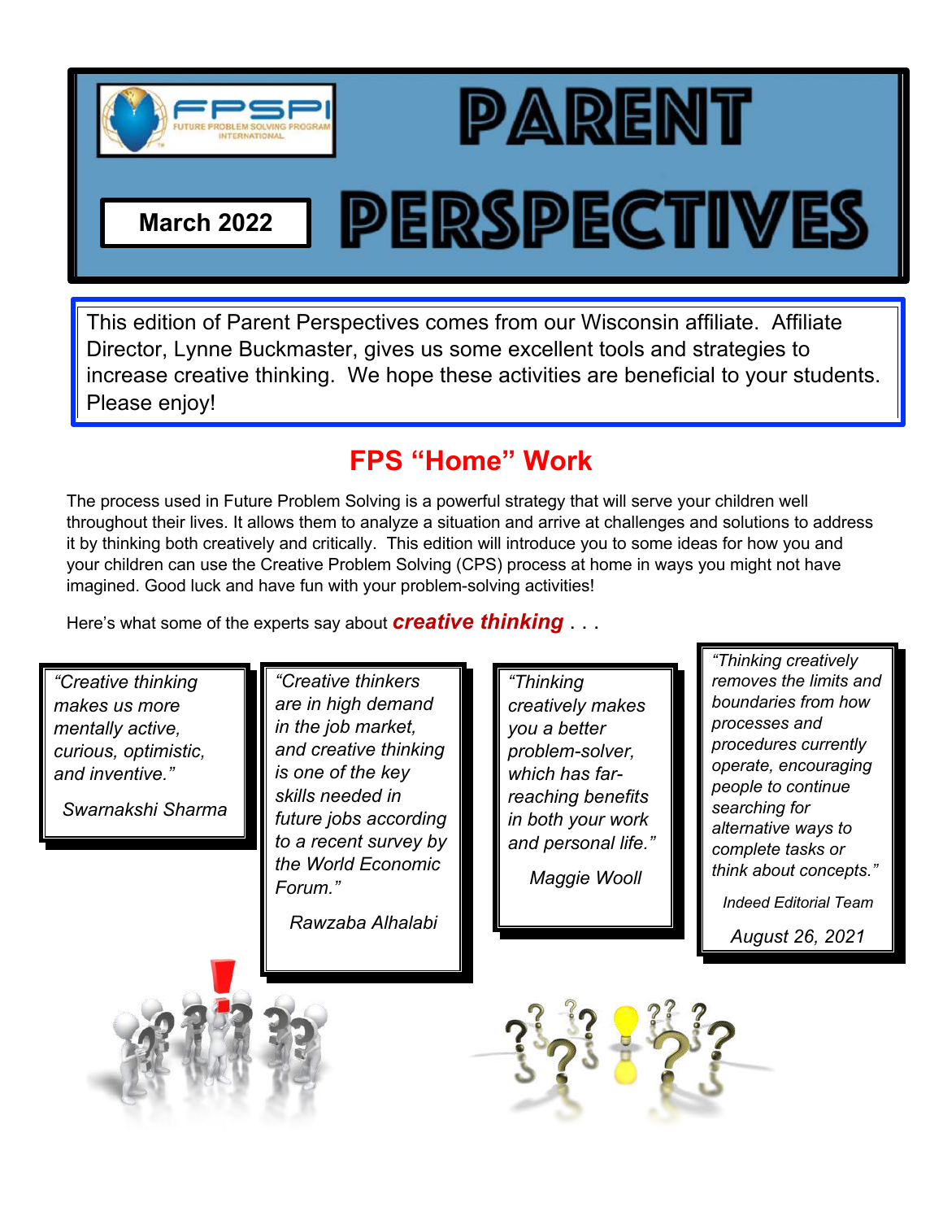FPSPI — Future Problem Solving Program International

March 2022

# PARENT PERSPECTIVES

This edition of Parent Perspectives comes from our Wisconsin affiliate. Affiliate Director, Lynne Buckmaster, gives us some excellent tools and strategies to increase creative thinking. We hope these activities are beneficial to your students. Please enjoy!

## FPS "Home" Work

The process used in Future Problem Solving is a powerful strategy that will serve your children well throughout their lives. It allows them to analyze a situation and arrive at challenges and solutions to address it by thinking both creatively and critically. This edition will introduce you to some ideas for how you and your children can use the Creative Problem Solving (CPS) process at home in ways you might not have imagined. Good luck and have fun with your problem-solving activities!

Here's what some of the experts say about ***creative thinking*** . . .

> *"Creative thinking makes us more mentally active, curious, optimistic, and inventive."*
>
> *Swarnakshi Sharma*

> *"Creative thinkers are in high demand in the job market, and creative thinking is one of the key skills needed in future jobs according to a recent survey by the World Economic Forum."*
>
> *Rawzaba Alhalabi*

> *"Thinking creatively makes you a better problem-solver, which has far-reaching benefits in both your work and personal life."*
>
> *Maggie Wooll*

> *"Thinking creatively removes the limits and boundaries from how processes and procedures currently operate, encouraging people to continue searching for alternative ways to complete tasks or think about concepts."*
>
> *Indeed Editorial Team*
>
> *August 26, 2021*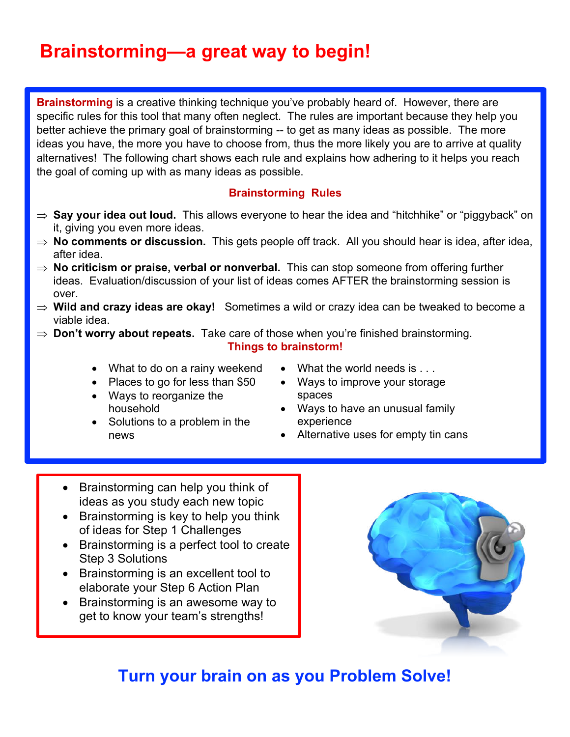# Brainstorming—a great way to begin!

**Brainstorming** is a creative thinking technique you've probably heard of. However, there are specific rules for this tool that many often neglect. The rules are important because they help you better achieve the primary goal of brainstorming -- to get as many ideas as possible. The more ideas you have, the more you have to choose from, thus the more likely you are to arrive at quality alternatives! The following chart shows each rule and explains how adhering to it helps you reach the goal of coming up with as many ideas as possible.

## Brainstorming Rules

- ⇒ **Say your idea out loud.** This allows everyone to hear the idea and "hitchhike" or "piggyback" on it, giving you even more ideas.
- ⇒ **No comments or discussion.** This gets people off track. All you should hear is idea, after idea, after idea.
- ⇒ **No criticism or praise, verbal or nonverbal.** This can stop someone from offering further ideas. Evaluation/discussion of your list of ideas comes AFTER the brainstorming session is over.
- ⇒ **Wild and crazy ideas are okay!** Sometimes a wild or crazy idea can be tweaked to become a viable idea.
- ⇒ **Don't worry about repeats.** Take care of those when you're finished brainstorming.

## Things to brainstorm!

- What to do on a rainy weekend
- Places to go for less than $50
- Ways to reorganize the household
- Solutions to a problem in the news
- What the world needs is . . .
- Ways to improve your storage spaces
- Ways to have an unusual family experience
- Alternative uses for empty tin cans

---

- Brainstorming can help you think of ideas as you study each new topic
- Brainstorming is key to help you think of ideas for Step 1 Challenges
- Brainstorming is a perfect tool to create Step 3 Solutions
- Brainstorming is an excellent tool to elaborate your Step 6 Action Plan
- Brainstorming is an awesome way to get to know your team's strengths!

## Turn your brain on as you Problem Solve!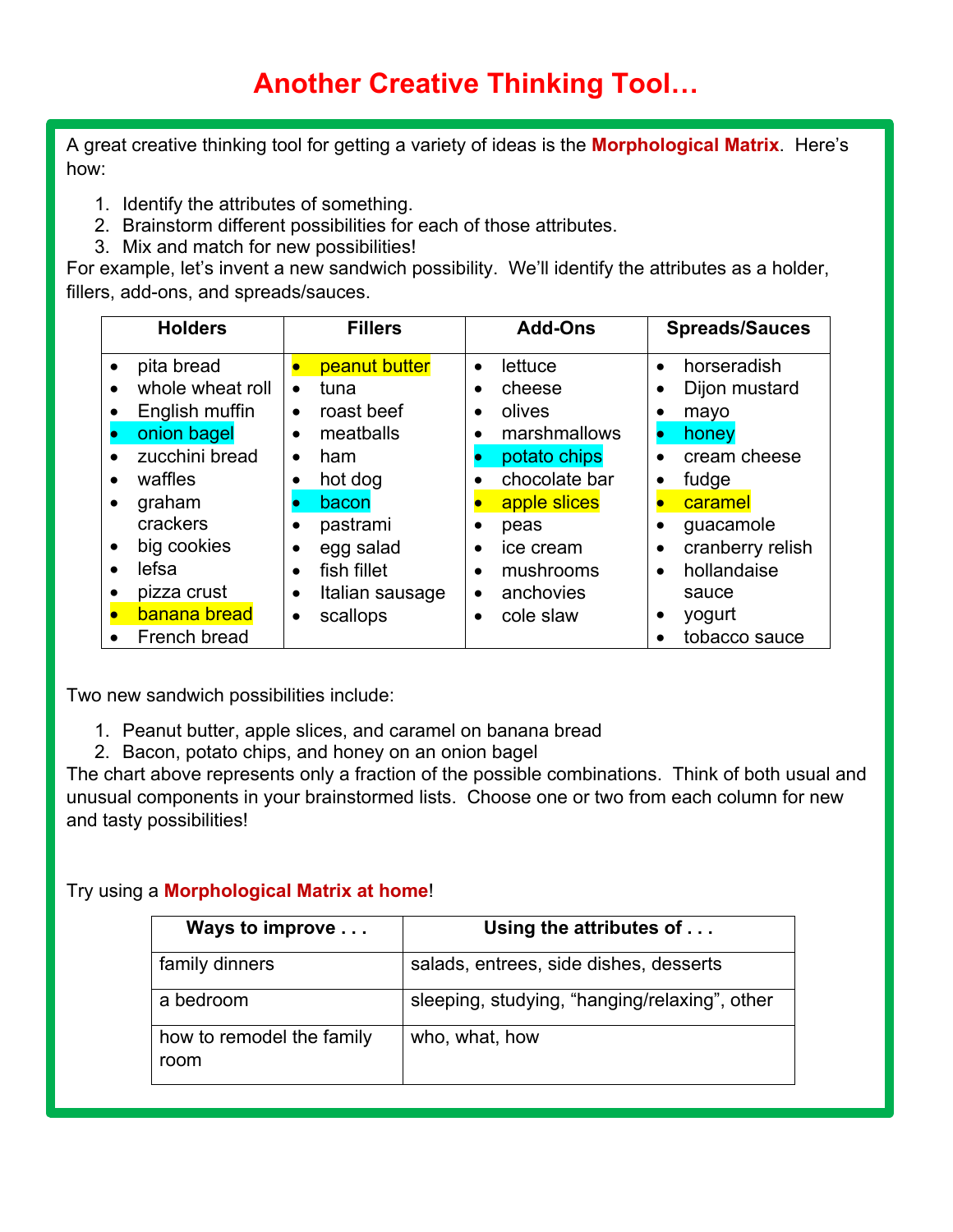# Another Creative Thinking Tool…

A great creative thinking tool for getting a variety of ideas is the **Morphological Matrix**. Here's how:

1. Identify the attributes of something.
2. Brainstorm different possibilities for each of those attributes.
3. Mix and match for new possibilities!

For example, let's invent a new sandwich possibility. We'll identify the attributes as a holder, fillers, add-ons, and spreads/sauces.

| Holders | Fillers | Add-Ons | Spreads/Sauces |
|---|---|---|---|
| • pita bread<br>• whole wheat roll<br>• English muffin<br>• onion bagel<br>• zucchini bread<br>• waffles<br>• graham crackers<br>• big cookies<br>• lefsa<br>• pizza crust<br>• banana bread<br>• French bread | • peanut butter<br>• tuna<br>• roast beef<br>• meatballs<br>• ham<br>• hot dog<br>• bacon<br>• pastrami<br>• egg salad<br>• fish fillet<br>• Italian sausage<br>• scallops | • lettuce<br>• cheese<br>• olives<br>• marshmallows<br>• potato chips<br>• chocolate bar<br>• apple slices<br>• peas<br>• ice cream<br>• mushrooms<br>• anchovies<br>• cole slaw | • horseradish<br>• Dijon mustard<br>• mayo<br>• honey<br>• cream cheese<br>• fudge<br>• caramel<br>• guacamole<br>• cranberry relish<br>• hollandaise sauce<br>• yogurt<br>• tobacco sauce |

Two new sandwich possibilities include:

1. Peanut butter, apple slices, and caramel on banana bread
2. Bacon, potato chips, and honey on an onion bagel

The chart above represents only a fraction of the possible combinations. Think of both usual and unusual components in your brainstormed lists. Choose one or two from each column for new and tasty possibilities!

Try using a **Morphological Matrix at home**!

| Ways to improve . . . | Using the attributes of . . . |
|---|---|
| family dinners | salads, entrees, side dishes, desserts |
| a bedroom | sleeping, studying, "hanging/relaxing", other |
| how to remodel the family room | who, what, how |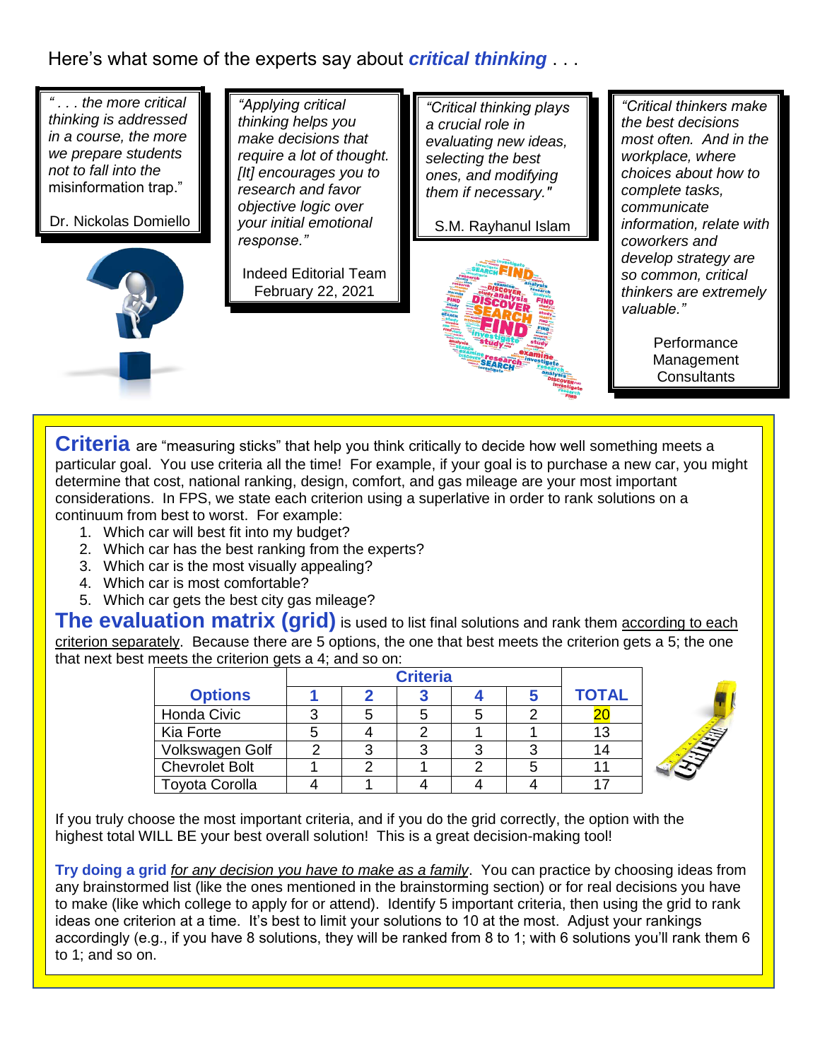Here's what some of the experts say about ***critical thinking*** . . .

*" . . . the more critical thinking is addressed in a course, the more we prepare students not to fall into the misinformation trap."*

Dr. Nickolas Domiello

*"Applying critical thinking helps you make decisions that require a lot of thought. [It] encourages you to research and favor objective logic over your initial emotional response."*

Indeed Editorial Team
February 22, 2021

*"Critical thinking plays a crucial role in evaluating new ideas, selecting the best ones, and modifying them if necessary."*

S.M. Rayhanul Islam

*"Critical thinkers make the best decisions most often. And in the workplace, where choices about how to complete tasks, communicate information, relate with coworkers and develop strategy are so common, critical thinkers are extremely valuable."*

Performance Management Consultants

**Criteria** are "measuring sticks" that help you think critically to decide how well something meets a particular goal. You use criteria all the time! For example, if your goal is to purchase a new car, you might determine that cost, national ranking, design, comfort, and gas mileage are your most important considerations. In FPS, we state each criterion using a superlative in order to rank solutions on a continuum from best to worst. For example:

1. Which car will best fit into my budget?
2. Which car has the best ranking from the experts?
3. Which car is the most visually appealing?
4. Which car is most comfortable?
5. Which car gets the best city gas mileage?

**The evaluation matrix (grid)** is used to list final solutions and rank them according to each criterion separately. Because there are 5 options, the one that best meets the criterion gets a 5; the one that next best meets the criterion gets a 4; and so on:

| Options | Criteria 1 | 2 | 3 | 4 | 5 | TOTAL |
|---|---|---|---|---|---|---|
| Honda Civic | 3 | 5 | 5 | 5 | 2 | 20 |
| Kia Forte | 5 | 4 | 2 | 1 | 1 | 13 |
| Volkswagen Golf | 2 | 3 | 3 | 3 | 3 | 14 |
| Chevrolet Bolt | 1 | 2 | 1 | 2 | 5 | 11 |
| Toyota Corolla | 4 | 1 | 4 | 4 | 4 | 17 |

If you truly choose the most important criteria, and if you do the grid correctly, the option with the highest total WILL BE your best overall solution! This is a great decision-making tool!

**Try doing a grid** *for any decision you have to make as a family*. You can practice by choosing ideas from any brainstormed list (like the ones mentioned in the brainstorming section) or for real decisions you have to make (like which college to apply for or attend). Identify 5 important criteria, then using the grid to rank ideas one criterion at a time. It's best to limit your solutions to 10 at the most. Adjust your rankings accordingly (e.g., if you have 8 solutions, they will be ranked from 8 to 1; with 6 solutions you'll rank them 6 to 1; and so on.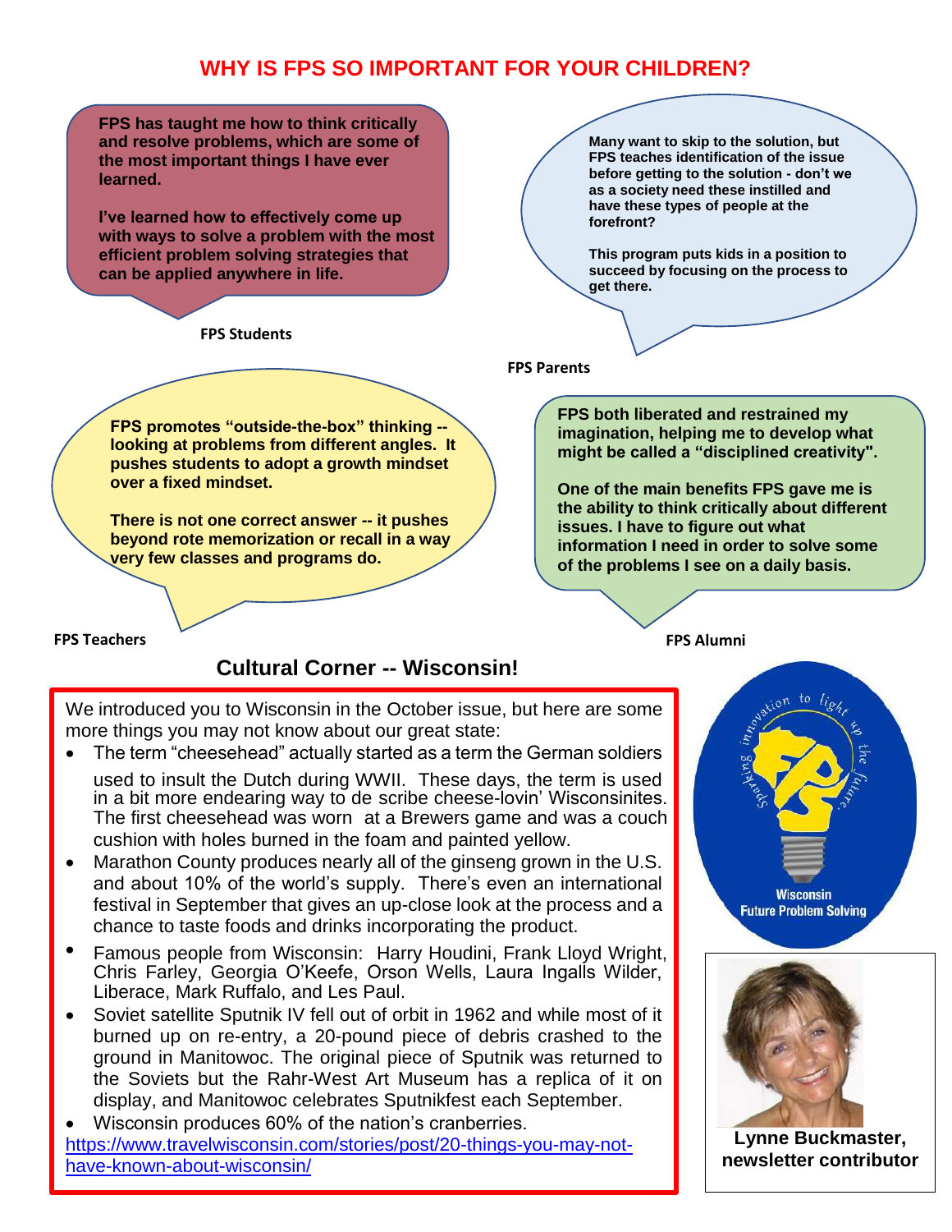## WHY IS FPS SO IMPORTANT FOR YOUR CHILDREN?

**FPS has taught me how to think critically and resolve problems, which are some of the most important things I have learned.**

**I've learned how to effectively come up with ways to solve a problem with the most efficient problem solving strategies that can be applied anywhere in life.**

**FPS Students**

**Many want to skip to the solution, but FPS teaches identification of the issue before getting to the solution - don't we as a society need these instilled and have these types of people at the forefront?**

**This program puts kids in a position to succeed by focusing on the process to get there.**

**FPS Parents**

**FPS promotes "outside-the-box" thinking -- looking at problems from different angles. It pushes students to adopt a growth mindset over a fixed mindset.**

**There is not one correct answer -- it pushes beyond rote memorization or recall in a way very few classes and programs do.**

**FPS Teachers**

**FPS both liberated and restrained my imagination, helping me to develop what might be called a "disciplined creativity".**

**One of the main benefits FPS gave me is the ability to think critically about different issues. I have to figure out what information I need in order to solve some of the problems I see on a daily basis.**

**FPS Alumni**

## Cultural Corner -- Wisconsin!

We introduced you to Wisconsin in the October issue, but here are some more things you may not know about our great state:

- The term "cheesehead" actually started as a term the German soldiers used to insult the Dutch during WWII. These days, the term is used in a bit more endearing way to de scribe cheese-lovin' Wisconsinites. The first cheesehead was worn at a Brewers game and was a couch cushion with holes burned in the foam and painted yellow.
- Marathon County produces nearly all of the ginseng grown in the U.S. and about 10% of the world's supply. There's even an international festival in September that gives an up-close look at the process and a chance to taste foods and drinks incorporating the product.
- Famous people from Wisconsin: Harry Houdini, Frank Lloyd Wright, Chris Farley, Georgia O'Keefe, Orson Wells, Laura Ingalls Wilder, Liberace, Mark Ruffalo, and Les Paul.
- Soviet satellite Sputnik IV fell out of orbit in 1962 and while most of it burned up on re-entry, a 20-pound piece of debris crashed to the ground in Manitowoc. The original piece of Sputnik was returned to the Soviets but the Rahr-West Art Museum has a replica of it on display, and Manitowoc celebrates Sputnikfest each September.
- Wisconsin produces 60% of the nation's cranberries.

https://www.travelwisconsin.com/stories/post/20-things-you-may-not-have-known-about-wisconsin/

Sparking innovation to light up the future.

Wisconsin Future Problem Solving

**Lynne Buckmaster, newsletter contributor**